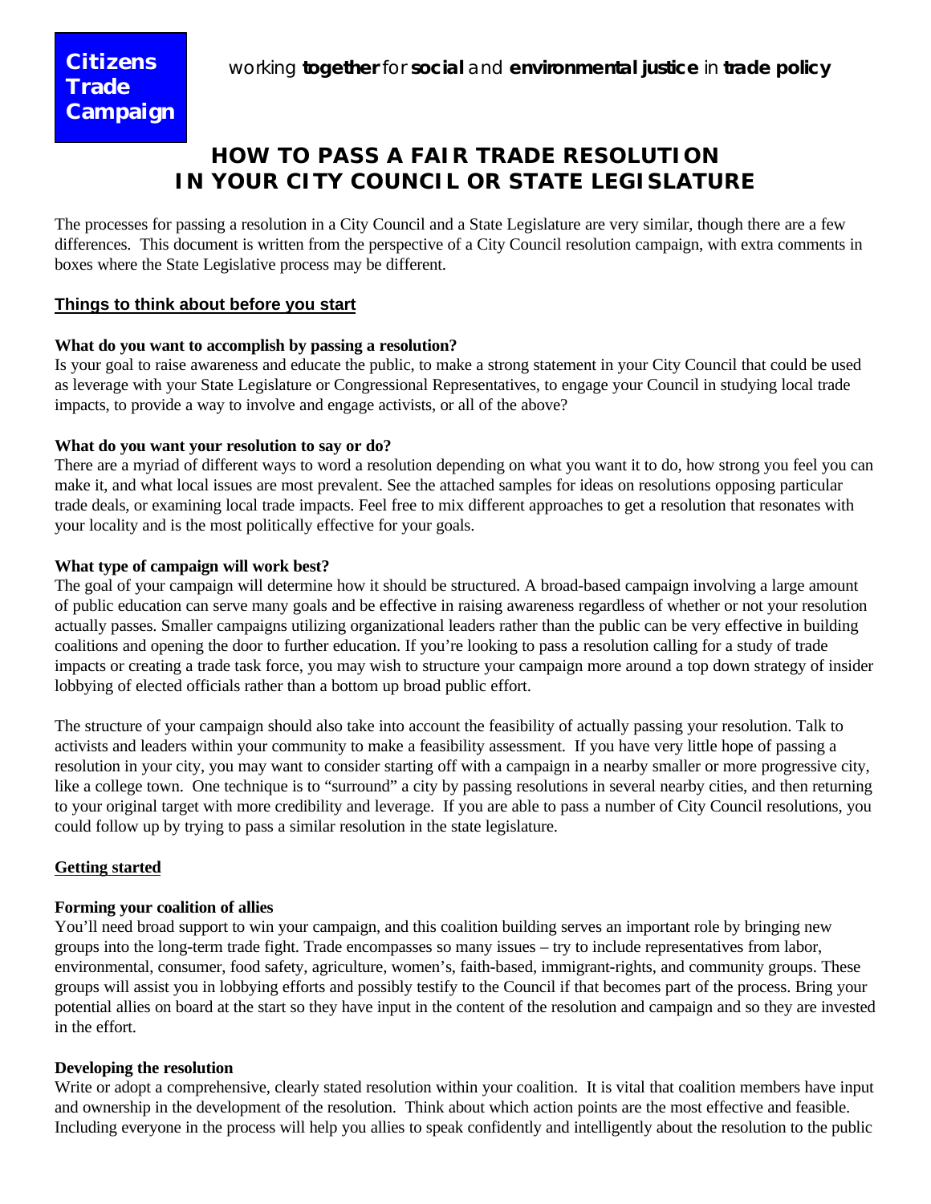**Citizens Trade Campaign**

*working **together** for **social** and **environmental justice** in **trade policy***

# HOW TO PASS A FAIR TRADE RESOLUTION IN YOUR CITY COUNCIL OR STATE LEGISLATURE

The processes for passing a resolution in a City Council and a State Legislature are very similar, though there are a few differences. This document is written from the perspective of a City Council resolution campaign, with extra comments in boxes where the State Legislative process may be different.

## Things to think about before you start

**What do you want to accomplish by passing a resolution?**

Is your goal to raise awareness and educate the public, to make a strong statement in your City Council that could be used as leverage with your State Legislature or Congressional Representatives, to engage your Council in studying local trade impacts, to provide a way to involve and engage activists, or all of the above?

**What do you want your resolution to say or do?**

There are a myriad of different ways to word a resolution depending on what you want it to do, how strong you feel you can make it, and what local issues are most prevalent. See the attached samples for ideas on resolutions opposing particular trade deals, or examining local trade impacts. Feel free to mix different approaches to get a resolution that resonates with your locality and is the most politically effective for your goals.

**What type of campaign will work best?**

The goal of your campaign will determine how it should be structured. A broad-based campaign involving a large amount of public education can serve many goals and be effective in raising awareness regardless of whether or not your resolution actually passes. Smaller campaigns utilizing organizational leaders rather than the public can be very effective in building coalitions and opening the door to further education. If you're looking to pass a resolution calling for a study of trade impacts or creating a trade task force, you may wish to structure your campaign more around a top down strategy of insider lobbying of elected officials rather than a bottom up broad public effort.

The structure of your campaign should also take into account the feasibility of actually passing your resolution. Talk to activists and leaders within your community to make a feasibility assessment. If you have very little hope of passing a resolution in your city, you may want to consider starting off with a campaign in a nearby smaller or more progressive city, like a college town. One technique is to "surround" a city by passing resolutions in several nearby cities, and then returning to your original target with more credibility and leverage. If you are able to pass a number of City Council resolutions, you could follow up by trying to pass a similar resolution in the state legislature.

## Getting started

**Forming your coalition of allies**

You'll need broad support to win your campaign, and this coalition building serves an important role by bringing new groups into the long-term trade fight. Trade encompasses so many issues – try to include representatives from labor, environmental, consumer, food safety, agriculture, women's, faith-based, immigrant-rights, and community groups. These groups will assist you in lobbying efforts and possibly testify to the Council if that becomes part of the process. Bring your potential allies on board at the start so they have input in the content of the resolution and campaign and so they are invested in the effort.

**Developing the resolution**

Write or adopt a comprehensive, clearly stated resolution within your coalition. It is vital that coalition members have input and ownership in the development of the resolution. Think about which action points are the most effective and feasible. Including everyone in the process will help you allies to speak confidently and intelligently about the resolution to the public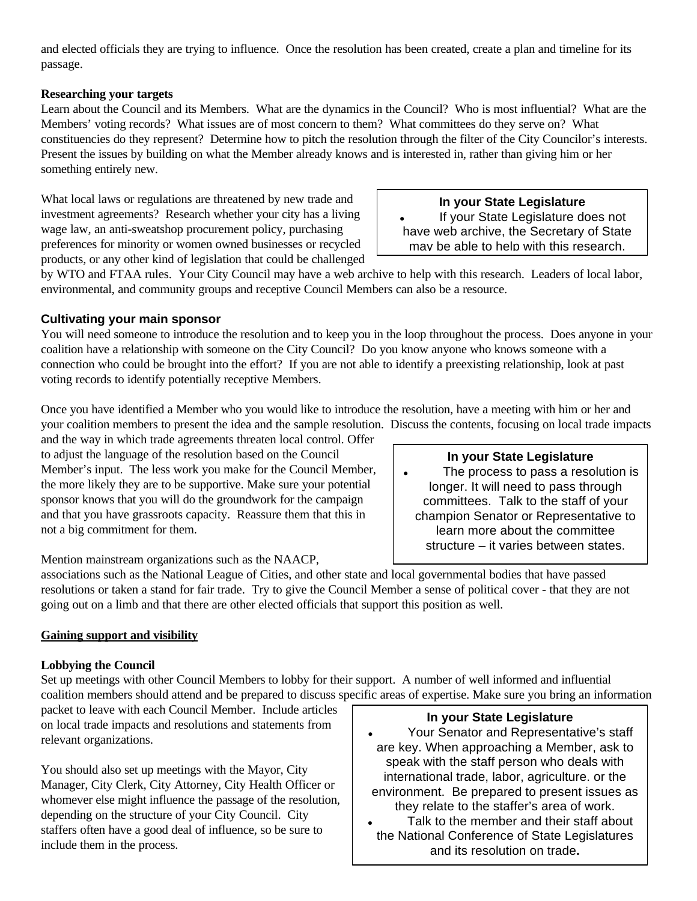and elected officials they are trying to influence. Once the resolution has been created, create a plan and timeline for its passage.

**Researching your targets**

Learn about the Council and its Members. What are the dynamics in the Council? Who is most influential? What are the Members' voting records? What issues are of most concern to them? What committees do they serve on? What constituencies do they represent? Determine how to pitch the resolution through the filter of the City Councilor's interests. Present the issues by building on what the Member already knows and is interested in, rather than giving him or her something entirely new.

What local laws or regulations are threatened by new trade and investment agreements? Research whether your city has a living wage law, an anti-sweatshop procurement policy, purchasing preferences for minority or women owned businesses or recycled products, or any other kind of legislation that could be challenged by WTO and FTAA rules. Your City Council may have a web archive to help with this research. Leaders of local labor, environmental, and community groups and receptive Council Members can also be a resource.

> **In your State Legislature**
>
> - If your State Legislature does not have web archive, the Secretary of State may be able to help with this research.

### Cultivating your main sponsor

You will need someone to introduce the resolution and to keep you in the loop throughout the process. Does anyone in your coalition have a relationship with someone on the City Council? Do you know anyone who knows someone with a connection who could be brought into the effort? If you are not able to identify a preexisting relationship, look at past voting records to identify potentially receptive Members.

Once you have identified a Member who you would like to introduce the resolution, have a meeting with him or her and your coalition members to present the idea and the sample resolution. Discuss the contents, focusing on local trade impacts and the way in which trade agreements threaten local control. Offer to adjust the language of the resolution based on the Council Member's input. The less work you make for the Council Member, the more likely they are to be supportive. Make sure your potential sponsor knows that you will do the groundwork for the campaign and that you have grassroots capacity. Reassure them that this in not a big commitment for them.

> **In your State Legislature**
>
> - The process to pass a resolution is longer. It will need to pass through committees. Talk to the staff of your champion Senator or Representative to learn more about the committee structure – it varies between states.

Mention mainstream organizations such as the NAACP, associations such as the National League of Cities, and other state and local governmental bodies that have passed resolutions or taken a stand for fair trade. Try to give the Council Member a sense of political cover - that they are not going out on a limb and that there are other elected officials that support this position as well.

**<u>Gaining support and visibility</u>**

**Lobbying the Council**

Set up meetings with other Council Members to lobby for their support. A number of well informed and influential coalition members should attend and be prepared to discuss specific areas of expertise. Make sure you bring an information packet to leave with each Council Member. Include articles on local trade impacts and resolutions and statements from relevant organizations.

You should also set up meetings with the Mayor, City Manager, City Clerk, City Attorney, City Health Officer or whomever else might influence the passage of the resolution, depending on the structure of your City Council. City staffers often have a good deal of influence, so be sure to include them in the process.

> **In your State Legislature**
>
> - Your Senator and Representative's staff are key. When approaching a Member, ask to speak with the staff person who deals with international trade, labor, agriculture. or the environment. Be prepared to present issues as they relate to the staffer's area of work.
> - Talk to the member and their staff about the National Conference of State Legislatures and its resolution on trade.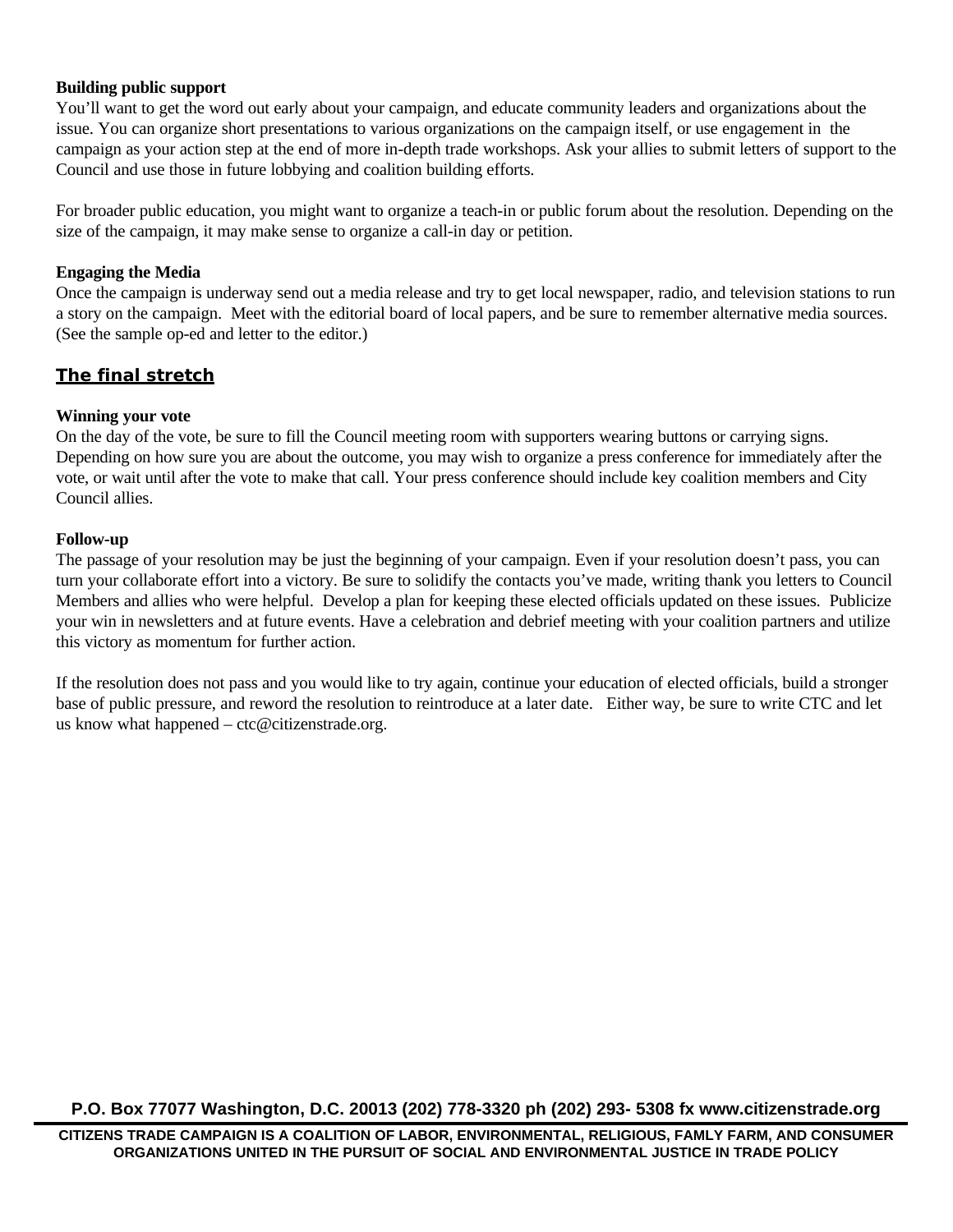**Building public support**

You'll want to get the word out early about your campaign, and educate community leaders and organizations about the issue. You can organize short presentations to various organizations on the campaign itself, or use engagement in the campaign as your action step at the end of more in-depth trade workshops. Ask your allies to submit letters of support to the Council and use those in future lobbying and coalition building efforts.

For broader public education, you might want to organize a teach-in or public forum about the resolution. Depending on the size of the campaign, it may make sense to organize a call-in day or petition.

**Engaging the Media**

Once the campaign is underway send out a media release and try to get local newspaper, radio, and television stations to run a story on the campaign. Meet with the editorial board of local papers, and be sure to remember alternative media sources. (See the sample op-ed and letter to the editor.)

## The final stretch

**Winning your vote**

On the day of the vote, be sure to fill the Council meeting room with supporters wearing buttons or carrying signs. Depending on how sure you are about the outcome, you may wish to organize a press conference for immediately after the vote, or wait until after the vote to make that call. Your press conference should include key coalition members and City Council allies.

**Follow-up**

The passage of your resolution may be just the beginning of your campaign. Even if your resolution doesn't pass, you can turn your collaborate effort into a victory. Be sure to solidify the contacts you've made, writing thank you letters to Council Members and allies who were helpful. Develop a plan for keeping these elected officials updated on these issues. Publicize your win in newsletters and at future events. Have a celebration and debrief meeting with your coalition partners and utilize this victory as momentum for further action.

If the resolution does not pass and you would like to try again, continue your education of elected officials, build a stronger base of public pressure, and reword the resolution to reintroduce at a later date. Either way, be sure to write CTC and let us know what happened – ctc@citizenstrade.org.